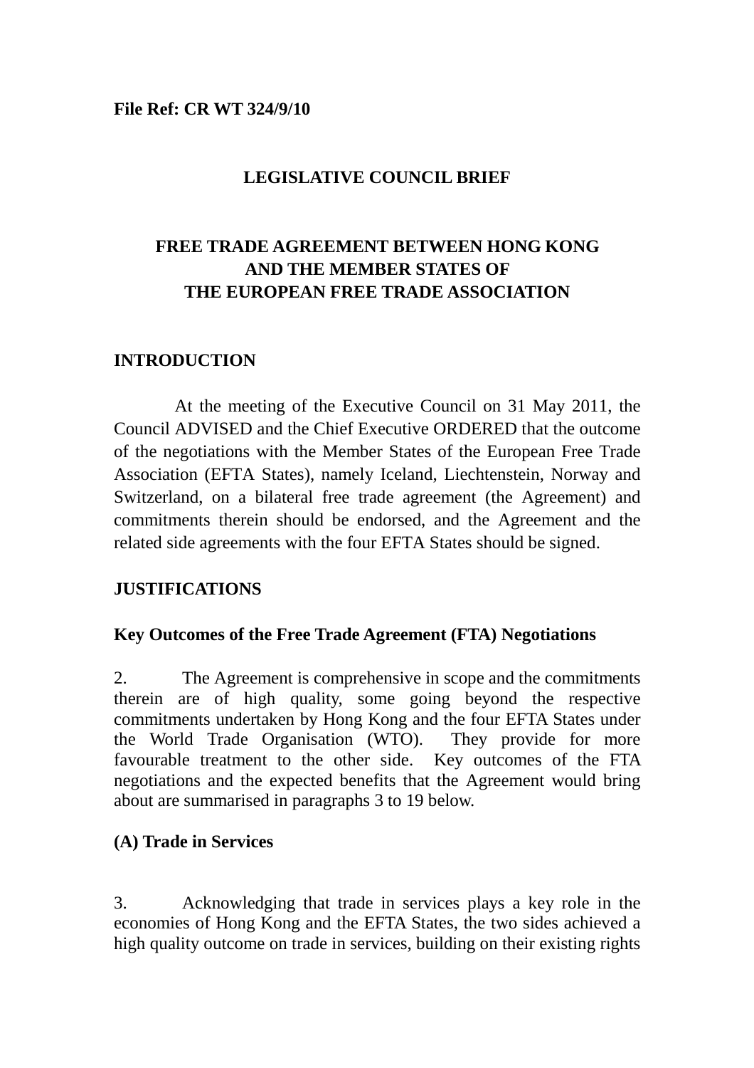**File Ref: CR WT 324/9/10**

# LEGISLATIVE COUNCIL BRIEF

# FREE TRADE AGREEMENT BETWEEN HONG KONG AND THE MEMBER STATES OF THE EUROPEAN FREE TRADE ASSOCIATION

## INTRODUCTION

At the meeting of the Executive Council on 31 May 2011, the Council ADVISED and the Chief Executive ORDERED that the outcome of the negotiations with the Member States of the European Free Trade Association (EFTA States), namely Iceland, Liechtenstein, Norway and Switzerland, on a bilateral free trade agreement (the Agreement) and commitments therein should be endorsed, and the Agreement and the related side agreements with the four EFTA States should be signed.

## JUSTIFICATIONS

### Key Outcomes of the Free Trade Agreement (FTA) Negotiations

2. The Agreement is comprehensive in scope and the commitments therein are of high quality, some going beyond the respective commitments undertaken by Hong Kong and the four EFTA States under the World Trade Organisation (WTO). They provide for more favourable treatment to the other side. Key outcomes of the FTA negotiations and the expected benefits that the Agreement would bring about are summarised in paragraphs 3 to 19 below.

### (A) Trade in Services

3. Acknowledging that trade in services plays a key role in the economies of Hong Kong and the EFTA States, the two sides achieved a high quality outcome on trade in services, building on their existing rights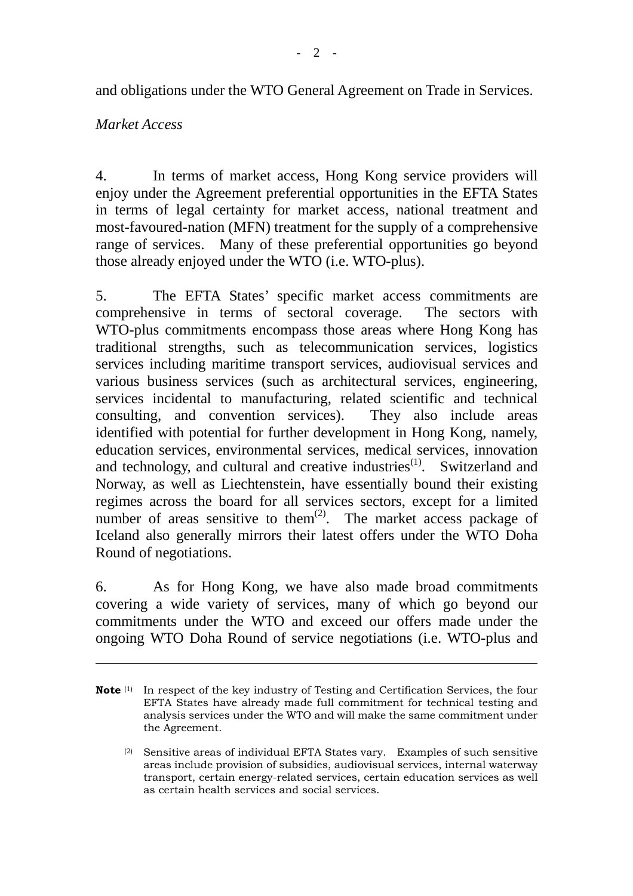and obligations under the WTO General Agreement on Trade in Services.

*Market Access*

4. In terms of market access, Hong Kong service providers will enjoy under the Agreement preferential opportunities in the EFTA States in terms of legal certainty for market access, national treatment and most-favoured-nation (MFN) treatment for the supply of a comprehensive range of services. Many of these preferential opportunities go beyond those already enjoyed under the WTO (i.e. WTO-plus).

5. The EFTA States' specific market access commitments are comprehensive in terms of sectoral coverage. The sectors with WTO-plus commitments encompass those areas where Hong Kong has traditional strengths, such as telecommunication services, logistics services including maritime transport services, audiovisual services and various business services (such as architectural services, engineering, services incidental to manufacturing, related scientific and technical consulting, and convention services). They also include areas identified with potential for further development in Hong Kong, namely, education services, environmental services, medical services, innovation and technology, and cultural and creative industries[(1)]. Switzerland and Norway, as well as Liechtenstein, have essentially bound their existing regimes across the board for all services sectors, except for a limited number of areas sensitive to them[(2)]. The market access package of Iceland also generally mirrors their latest offers under the WTO Doha Round of negotiations.

6. As for Hong Kong, we have also made broad commitments covering a wide variety of services, many of which go beyond our commitments under the WTO and exceed our offers made under the ongoing WTO Doha Round of service negotiations (i.e. WTO-plus and

---

**Note** (1) In respect of the key industry of Testing and Certification Services, the four EFTA States have already made full commitment for technical testing and analysis services under the WTO and will make the same commitment under the Agreement.

(2) Sensitive areas of individual EFTA States vary. Examples of such sensitive areas include provision of subsidies, audiovisual services, internal waterway transport, certain energy-related services, certain education services as well as certain health services and social services.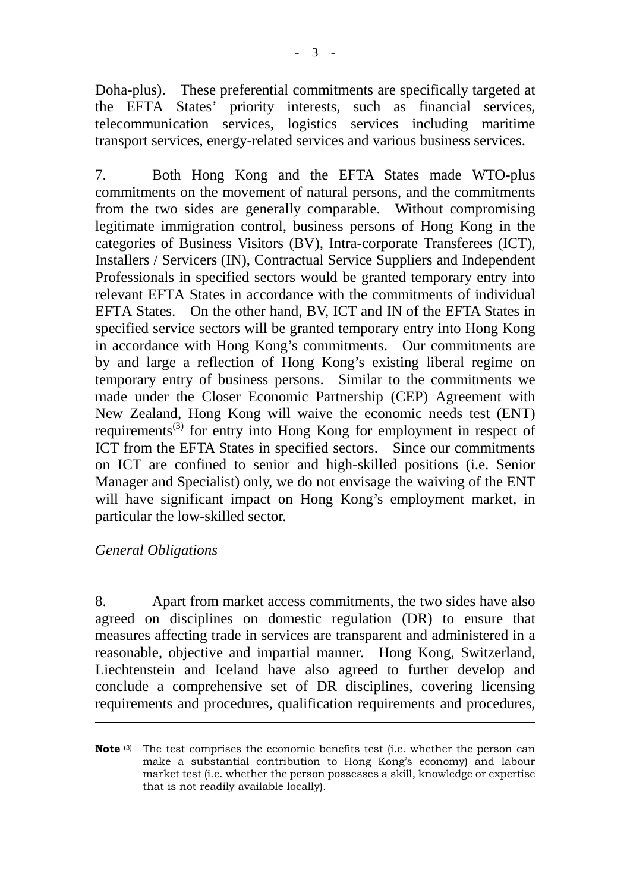Doha-plus). These preferential commitments are specifically targeted at the EFTA States' priority interests, such as financial services, telecommunication services, logistics services including maritime transport services, energy-related services and various business services.

7. Both Hong Kong and the EFTA States made WTO-plus commitments on the movement of natural persons, and the commitments from the two sides are generally comparable. Without compromising legitimate immigration control, business persons of Hong Kong in the categories of Business Visitors (BV), Intra-corporate Transferees (ICT), Installers / Servicers (IN), Contractual Service Suppliers and Independent Professionals in specified sectors would be granted temporary entry into relevant EFTA States in accordance with the commitments of individual EFTA States. On the other hand, BV, ICT and IN of the EFTA States in specified service sectors will be granted temporary entry into Hong Kong in accordance with Hong Kong's commitments. Our commitments are by and large a reflection of Hong Kong's existing liberal regime on temporary entry of business persons. Similar to the commitments we made under the Closer Economic Partnership (CEP) Agreement with New Zealand, Hong Kong will waive the economic needs test (ENT) requirements[3] for entry into Hong Kong for employment in respect of ICT from the EFTA States in specified sectors. Since our commitments on ICT are confined to senior and high-skilled positions (i.e. Senior Manager and Specialist) only, we do not envisage the waiving of the ENT will have significant impact on Hong Kong's employment market, in particular the low-skilled sector.

*General Obligations*

8. Apart from market access commitments, the two sides have also agreed on disciplines on domestic regulation (DR) to ensure that measures affecting trade in services are transparent and administered in a reasonable, objective and impartial manner. Hong Kong, Switzerland, Liechtenstein and Iceland have also agreed to further develop and conclude a comprehensive set of DR disciplines, covering licensing requirements and procedures, qualification requirements and procedures,

---

**Note** [3] The test comprises the economic benefits test (i.e. whether the person can make a substantial contribution to Hong Kong's economy) and labour market test (i.e. whether the person possesses a skill, knowledge or expertise that is not readily available locally).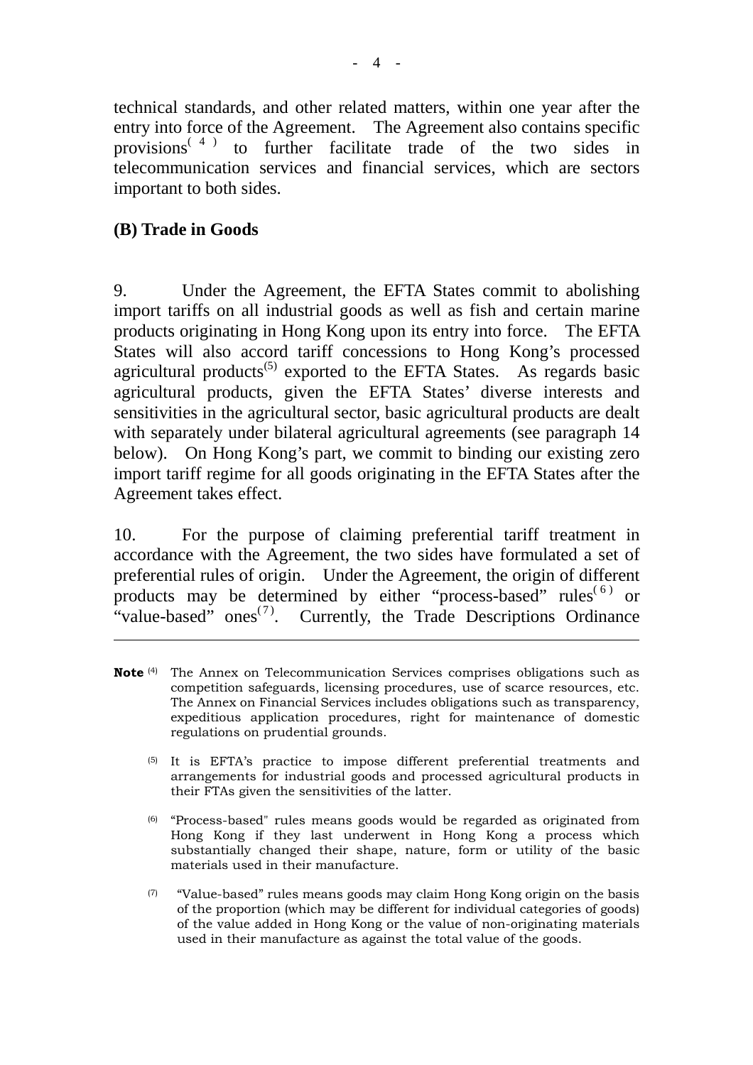technical standards, and other related matters, within one year after the entry into force of the Agreement. The Agreement also contains specific provisions[4] to further facilitate trade of the two sides in telecommunication services and financial services, which are sectors important to both sides.

**(B) Trade in Goods**

9. Under the Agreement, the EFTA States commit to abolishing import tariffs on all industrial goods as well as fish and certain marine products originating in Hong Kong upon its entry into force. The EFTA States will also accord tariff concessions to Hong Kong's processed agricultural products[5] exported to the EFTA States. As regards basic agricultural products, given the EFTA States' diverse interests and sensitivities in the agricultural sector, basic agricultural products are dealt with separately under bilateral agricultural agreements (see paragraph 14 below). On Hong Kong's part, we commit to binding our existing zero import tariff regime for all goods originating in the EFTA States after the Agreement takes effect.

10. For the purpose of claiming preferential tariff treatment in accordance with the Agreement, the two sides have formulated a set of preferential rules of origin. Under the Agreement, the origin of different products may be determined by either "process-based" rules[6] or "value-based" ones[7]. Currently, the Trade Descriptions Ordinance

---

**Note** [4] The Annex on Telecommunication Services comprises obligations such as competition safeguards, licensing procedures, use of scarce resources, etc. The Annex on Financial Services includes obligations such as transparency, expeditious application procedures, right for maintenance of domestic regulations on prudential grounds.

[5] It is EFTA's practice to impose different preferential treatments and arrangements for industrial goods and processed agricultural products in their FTAs given the sensitivities of the latter.

[6] "Process-based" rules means goods would be regarded as originated from Hong Kong if they last underwent in Hong Kong a process which substantially changed their shape, nature, form or utility of the basic materials used in their manufacture.

[7] "Value-based" rules means goods may claim Hong Kong origin on the basis of the proportion (which may be different for individual categories of goods) of the value added in Hong Kong or the value of non-originating materials used in their manufacture as against the total value of the goods.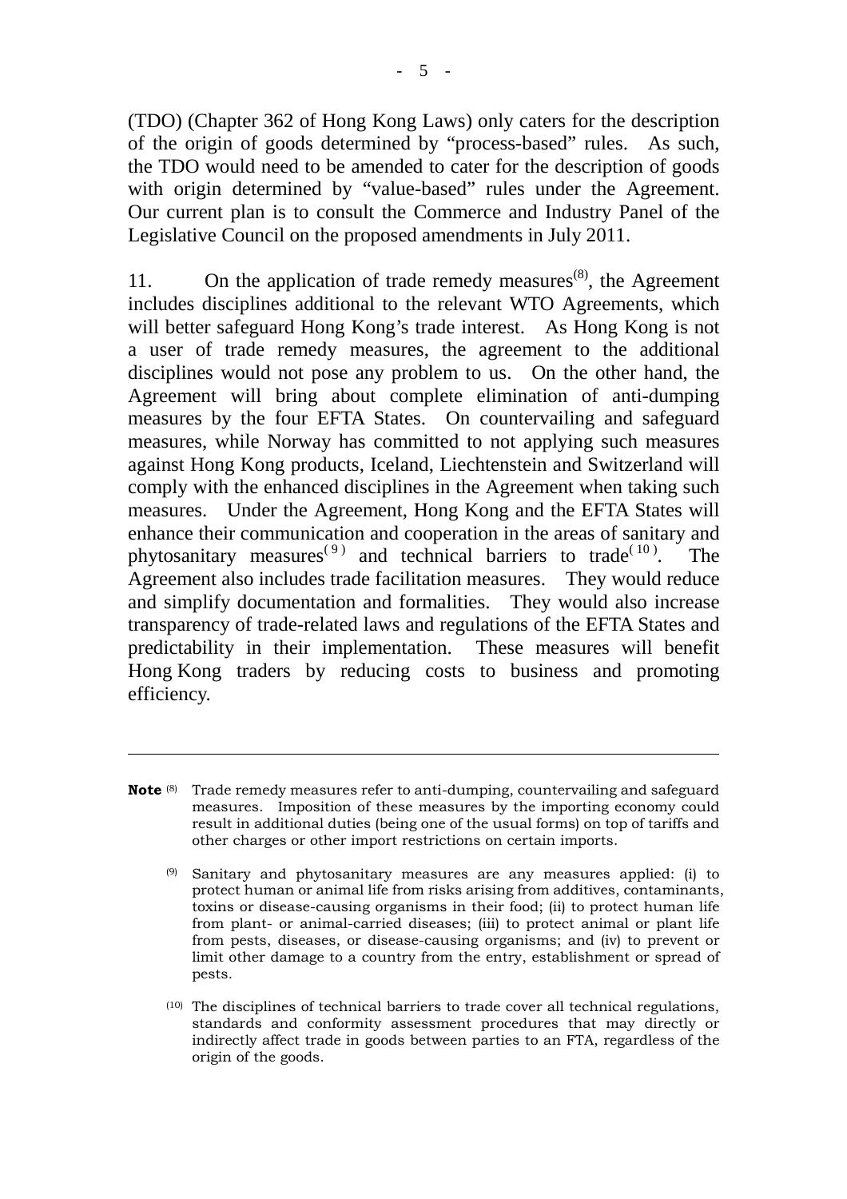(TDO) (Chapter 362 of Hong Kong Laws) only caters for the description of the origin of goods determined by "process-based" rules. As such, the TDO would need to be amended to cater for the description of goods with origin determined by "value-based" rules under the Agreement. Our current plan is to consult the Commerce and Industry Panel of the Legislative Council on the proposed amendments in July 2011.

11. On the application of trade remedy measures[8], the Agreement includes disciplines additional to the relevant WTO Agreements, which will better safeguard Hong Kong's trade interest. As Hong Kong is not a user of trade remedy measures, the agreement to the additional disciplines would not pose any problem to us. On the other hand, the Agreement will bring about complete elimination of anti-dumping measures by the four EFTA States. On countervailing and safeguard measures, while Norway has committed to not applying such measures against Hong Kong products, Iceland, Liechtenstein and Switzerland will comply with the enhanced disciplines in the Agreement when taking such measures. Under the Agreement, Hong Kong and the EFTA States will enhance their communication and cooperation in the areas of sanitary and phytosanitary measures[9] and technical barriers to trade[10]. The Agreement also includes trade facilitation measures. They would reduce and simplify documentation and formalities. They would also increase transparency of trade-related laws and regulations of the EFTA States and predictability in their implementation. These measures will benefit Hong Kong traders by reducing costs to business and promoting efficiency.

---

**Note** [8] Trade remedy measures refer to anti-dumping, countervailing and safeguard measures. Imposition of these measures by the importing economy could result in additional duties (being one of the usual forms) on top of tariffs and other charges or other import restrictions on certain imports.

[9] Sanitary and phytosanitary measures are any measures applied: (i) to protect human or animal life from risks arising from additives, contaminants, toxins or disease-causing organisms in their food; (ii) to protect human life from plant- or animal-carried diseases; (iii) to protect animal or plant life from pests, diseases, or disease-causing organisms; and (iv) to prevent or limit other damage to a country from the entry, establishment or spread of pests.

[10] The disciplines of technical barriers to trade cover all technical regulations, standards and conformity assessment procedures that may directly or indirectly affect trade in goods between parties to an FTA, regardless of the origin of the goods.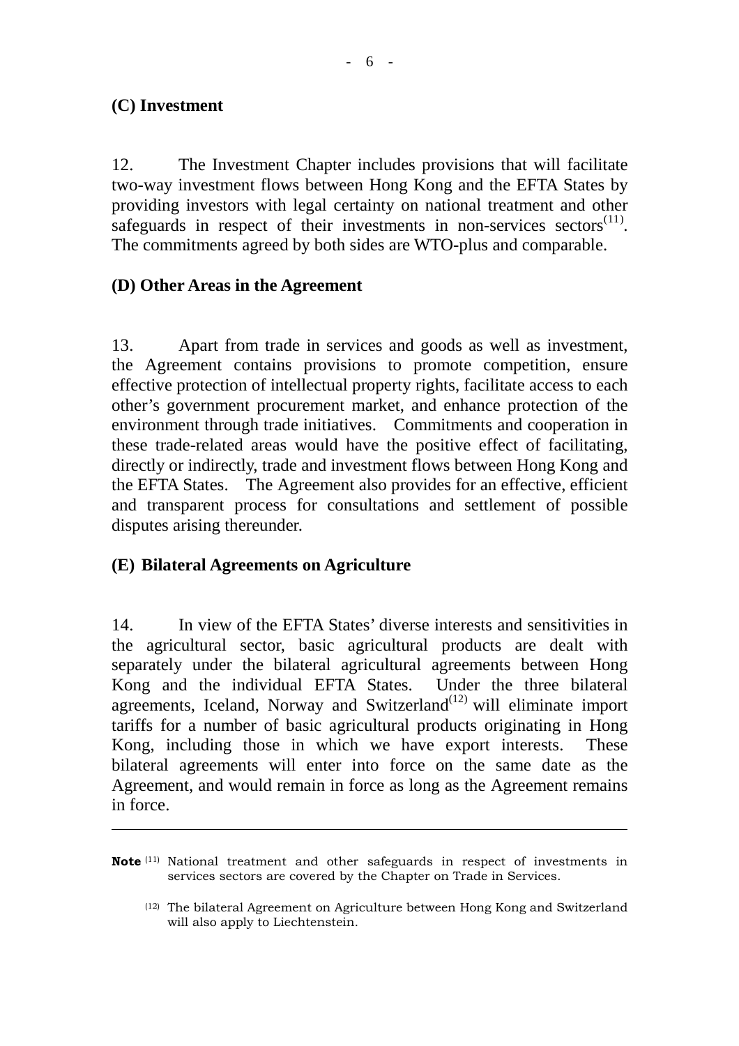**(C) Investment**

12. The Investment Chapter includes provisions that will facilitate two-way investment flows between Hong Kong and the EFTA States by providing investors with legal certainty on national treatment and other safeguards in respect of their investments in non-services sectors[11]. The commitments agreed by both sides are WTO-plus and comparable.

**(D) Other Areas in the Agreement**

13. Apart from trade in services and goods as well as investment, the Agreement contains provisions to promote competition, ensure effective protection of intellectual property rights, facilitate access to each other's government procurement market, and enhance protection of the environment through trade initiatives. Commitments and cooperation in these trade-related areas would have the positive effect of facilitating, directly or indirectly, trade and investment flows between Hong Kong and the EFTA States. The Agreement also provides for an effective, efficient and transparent process for consultations and settlement of possible disputes arising thereunder.

**(E) Bilateral Agreements on Agriculture**

14. In view of the EFTA States' diverse interests and sensitivities in the agricultural sector, basic agricultural products are dealt with separately under the bilateral agricultural agreements between Hong Kong and the individual EFTA States. Under the three bilateral agreements, Iceland, Norway and Switzerland[12] will eliminate import tariffs for a number of basic agricultural products originating in Hong Kong, including those in which we have export interests. These bilateral agreements will enter into force on the same date as the Agreement, and would remain in force as long as the Agreement remains in force.

---

**Note** [11] National treatment and other safeguards in respect of investments in services sectors are covered by the Chapter on Trade in Services.

[12] The bilateral Agreement on Agriculture between Hong Kong and Switzerland will also apply to Liechtenstein.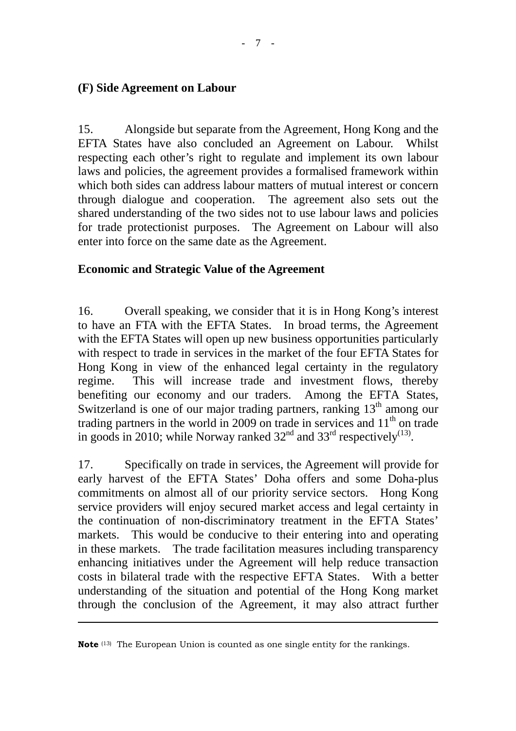**(F) Side Agreement on Labour**

15. Alongside but separate from the Agreement, Hong Kong and the EFTA States have also concluded an Agreement on Labour. Whilst respecting each other's right to regulate and implement its own labour laws and policies, the agreement provides a formalised framework within which both sides can address labour matters of mutual interest or concern through dialogue and cooperation. The agreement also sets out the shared understanding of the two sides not to use labour laws and policies for trade protectionist purposes. The Agreement on Labour will also enter into force on the same date as the Agreement.

**Economic and Strategic Value of the Agreement**

16. Overall speaking, we consider that it is in Hong Kong's interest to have an FTA with the EFTA States. In broad terms, the Agreement with the EFTA States will open up new business opportunities particularly with respect to trade in services in the market of the four EFTA States for Hong Kong in view of the enhanced legal certainty in the regulatory regime. This will increase trade and investment flows, thereby benefiting our economy and our traders. Among the EFTA States, Switzerland is one of our major trading partners, ranking 13th among our trading partners in the world in 2009 on trade in services and 11th on trade in goods in 2010; while Norway ranked 32nd and 33rd respectively(13).

17. Specifically on trade in services, the Agreement will provide for early harvest of the EFTA States' Doha offers and some Doha-plus commitments on almost all of our priority service sectors. Hong Kong service providers will enjoy secured market access and legal certainty in the continuation of non-discriminatory treatment in the EFTA States' markets. This would be conducive to their entering into and operating in these markets. The trade facilitation measures including transparency enhancing initiatives under the Agreement will help reduce transaction costs in bilateral trade with the respective EFTA States. With a better understanding of the situation and potential of the Hong Kong market through the conclusion of the Agreement, it may also attract further

---

**Note** (13) The European Union is counted as one single entity for the rankings.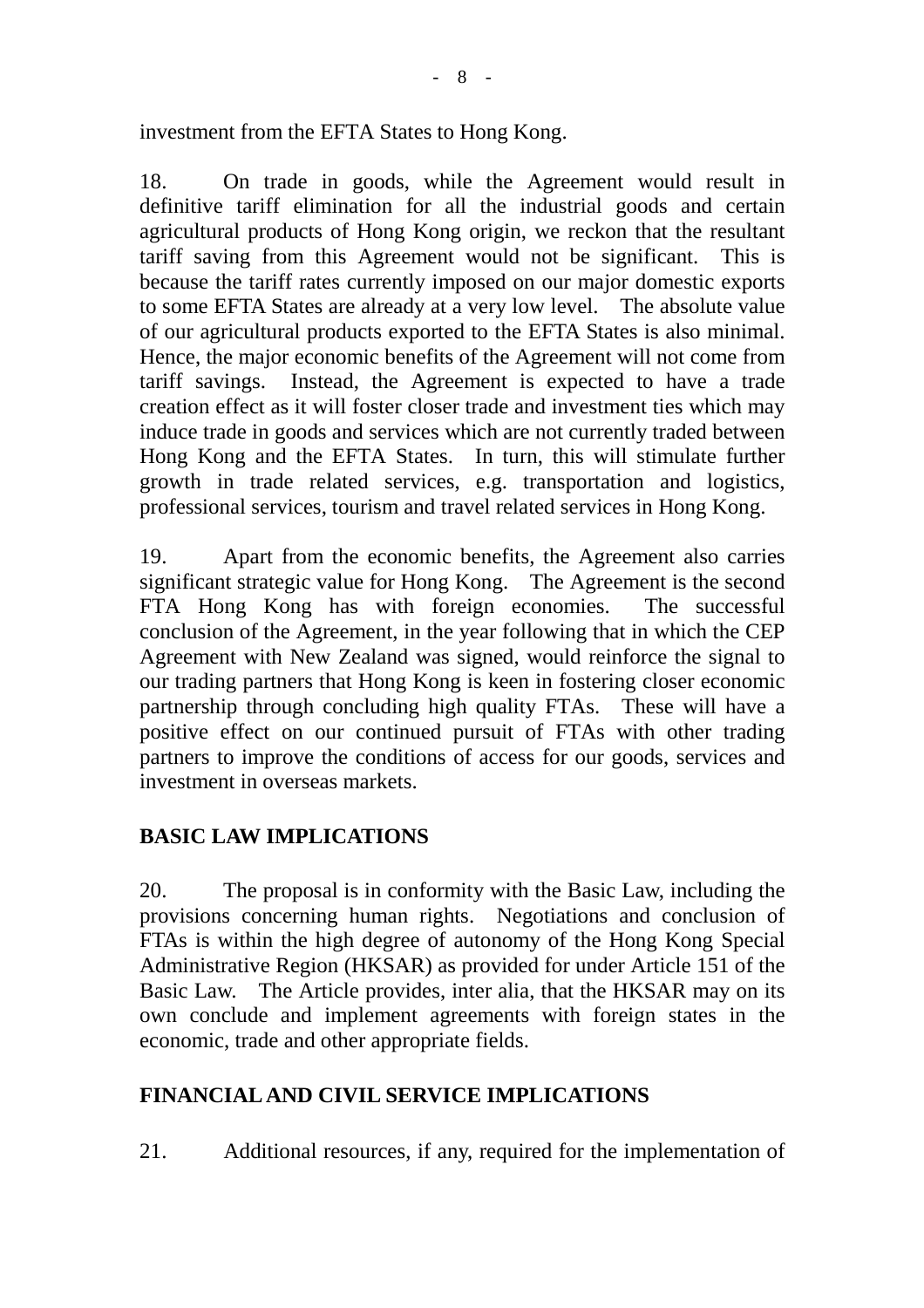investment from the EFTA States to Hong Kong.

18. On trade in goods, while the Agreement would result in definitive tariff elimination for all the industrial goods and certain agricultural products of Hong Kong origin, we reckon that the resultant tariff saving from this Agreement would not be significant. This is because the tariff rates currently imposed on our major domestic exports to some EFTA States are already at a very low level. The absolute value of our agricultural products exported to the EFTA States is also minimal. Hence, the major economic benefits of the Agreement will not come from tariff savings. Instead, the Agreement is expected to have a trade creation effect as it will foster closer trade and investment ties which may induce trade in goods and services which are not currently traded between Hong Kong and the EFTA States. In turn, this will stimulate further growth in trade related services, e.g. transportation and logistics, professional services, tourism and travel related services in Hong Kong.

19. Apart from the economic benefits, the Agreement also carries significant strategic value for Hong Kong. The Agreement is the second FTA Hong Kong has with foreign economies. The successful conclusion of the Agreement, in the year following that in which the CEP Agreement with New Zealand was signed, would reinforce the signal to our trading partners that Hong Kong is keen in fostering closer economic partnership through concluding high quality FTAs. These will have a positive effect on our continued pursuit of FTAs with other trading partners to improve the conditions of access for our goods, services and investment in overseas markets.

## BASIC LAW IMPLICATIONS

20. The proposal is in conformity with the Basic Law, including the provisions concerning human rights. Negotiations and conclusion of FTAs is within the high degree of autonomy of the Hong Kong Special Administrative Region (HKSAR) as provided for under Article 151 of the Basic Law. The Article provides, inter alia, that the HKSAR may on its own conclude and implement agreements with foreign states in the economic, trade and other appropriate fields.

## FINANCIAL AND CIVIL SERVICE IMPLICATIONS

21. Additional resources, if any, required for the implementation of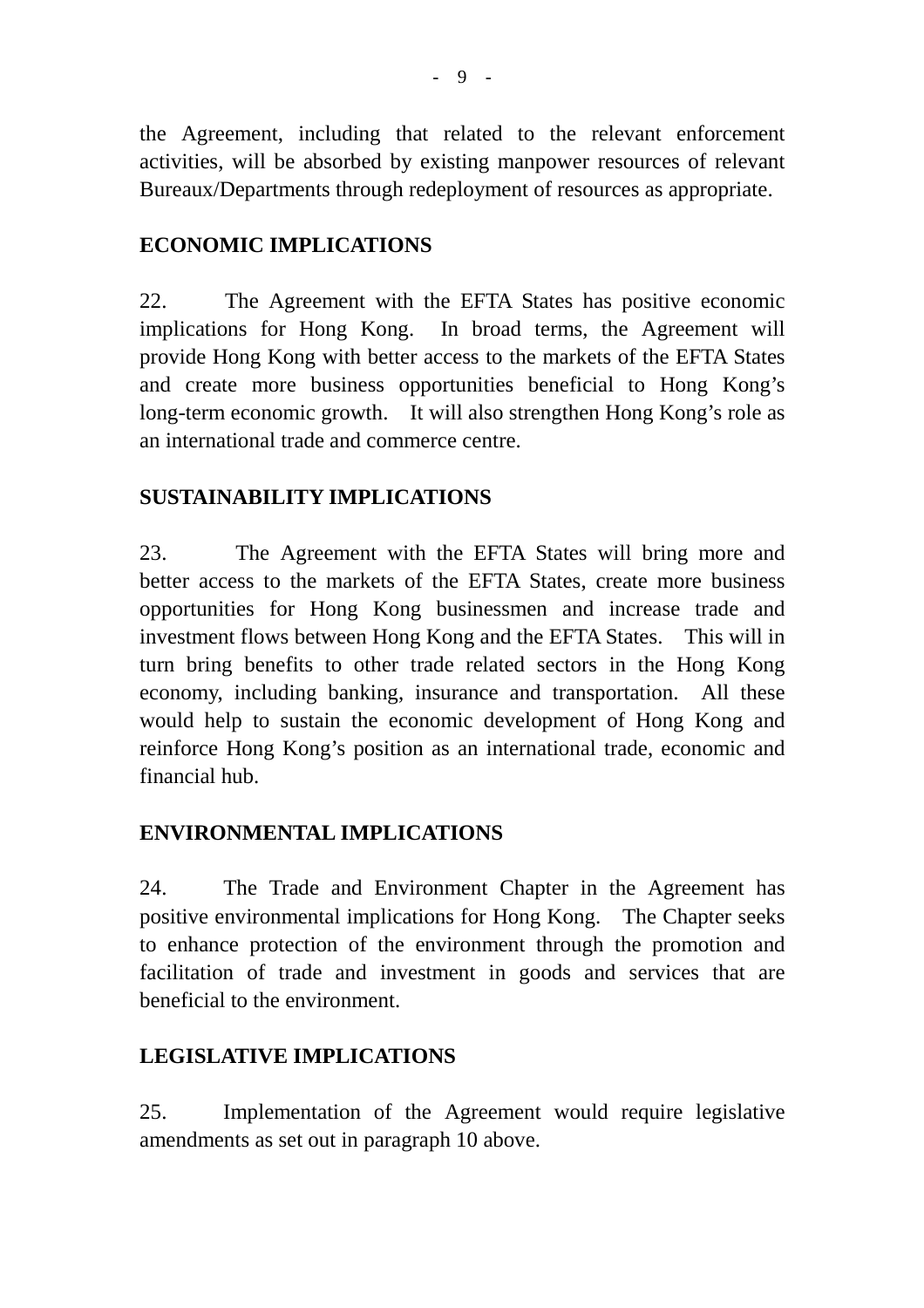the Agreement, including that related to the relevant enforcement activities, will be absorbed by existing manpower resources of relevant Bureaux/Departments through redeployment of resources as appropriate.

**ECONOMIC IMPLICATIONS**

22. The Agreement with the EFTA States has positive economic implications for Hong Kong. In broad terms, the Agreement will provide Hong Kong with better access to the markets of the EFTA States and create more business opportunities beneficial to Hong Kong's long-term economic growth. It will also strengthen Hong Kong's role as an international trade and commerce centre.

**SUSTAINABILITY IMPLICATIONS**

23. The Agreement with the EFTA States will bring more and better access to the markets of the EFTA States, create more business opportunities for Hong Kong businessmen and increase trade and investment flows between Hong Kong and the EFTA States. This will in turn bring benefits to other trade related sectors in the Hong Kong economy, including banking, insurance and transportation. All these would help to sustain the economic development of Hong Kong and reinforce Hong Kong's position as an international trade, economic and financial hub.

**ENVIRONMENTAL IMPLICATIONS**

24. The Trade and Environment Chapter in the Agreement has positive environmental implications for Hong Kong. The Chapter seeks to enhance protection of the environment through the promotion and facilitation of trade and investment in goods and services that are beneficial to the environment.

**LEGISLATIVE IMPLICATIONS**

25. Implementation of the Agreement would require legislative amendments as set out in paragraph 10 above.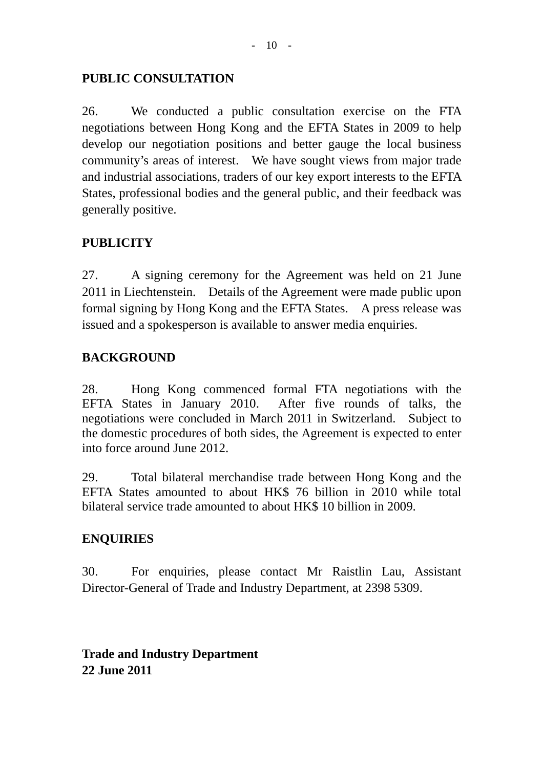## PUBLIC CONSULTATION

26. We conducted a public consultation exercise on the FTA negotiations between Hong Kong and the EFTA States in 2009 to help develop our negotiation positions and better gauge the local business community's areas of interest. We have sought views from major trade and industrial associations, traders of our key export interests to the EFTA States, professional bodies and the general public, and their feedback was generally positive.

## PUBLICITY

27. A signing ceremony for the Agreement was held on 21 June 2011 in Liechtenstein. Details of the Agreement were made public upon formal signing by Hong Kong and the EFTA States. A press release was issued and a spokesperson is available to answer media enquiries.

## BACKGROUND

28. Hong Kong commenced formal FTA negotiations with the EFTA States in January 2010. After five rounds of talks, the negotiations were concluded in March 2011 in Switzerland. Subject to the domestic procedures of both sides, the Agreement is expected to enter into force around June 2012.

29. Total bilateral merchandise trade between Hong Kong and the EFTA States amounted to about HK$ 76 billion in 2010 while total bilateral service trade amounted to about HK$ 10 billion in 2009.

## ENQUIRIES

30. For enquiries, please contact Mr Raistlin Lau, Assistant Director-General of Trade and Industry Department, at 2398 5309.

**Trade and Industry Department**
**22 June 2011**